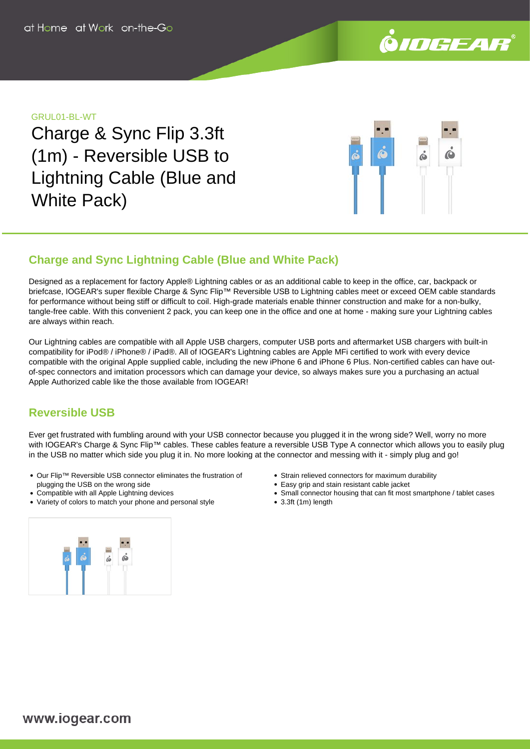GRUL01-BL-WT

# Charge & Sync Flip 3.3ft (1m) - Reversible USB to Lightning Cable (Blue and White Pack)

## Charge and Sync Lightning Cable (Blue and White Pack)

Designed as a replacement for factory Apple® Lightning cables or as an additional cable to keep in the office, car, backpack or briefcase, IOGEAR's super flexible Charge & Sync Flip™ Reversible USB to Lightning cables meet or exceed OEM cable standards for performance without being stiff or difficult to coil. High-grade materials enable thinner construction and make for a non-bulky, tangle-free cable. With this convenient 2 pack, you can keep one in the office and one at home - making sure your Lightning cables are always within reach.

Our Lightning cables are compatible with all Apple USB chargers, computer USB ports and aftermarket USB chargers with built-in compatibility for iPod® / iPhone® / iPad®. All of IOGEAR's Lightning cables are Apple MFi certified to work with every device compatible with the original Apple supplied cable, including the new iPhone 6 and iPhone 6 Plus. Non-certified cables can have out-of-spec connectors and imitation processors which can damage your device, so always makes sure you a purchasing an actual Apple Authorized cable like the those available from IOGEAR!

## Reversible USB

Ever get frustrated with fumbling around with your USB connector because you plugged it in the wrong side? Well, worry no more with IOGEAR's Charge & Sync Flip™ cables. These cables feature a reversible USB Type A connector which allows you to easily plug in the USB no matter which side you plug it in. No more looking at the connector and messing with it - simply plug and go!

- Our Flip™ Reversible USB connector eliminates the frustration of plugging the USB on the wrong side
- Compatible with all Apple Lightning devices
- Variety of colors to match your phone and personal style
- Strain relieved connectors for maximum durability
- Easy grip and stain resistant cable jacket
- Small connector housing that can fit most smartphone / tablet cases
- 3.3ft (1m) length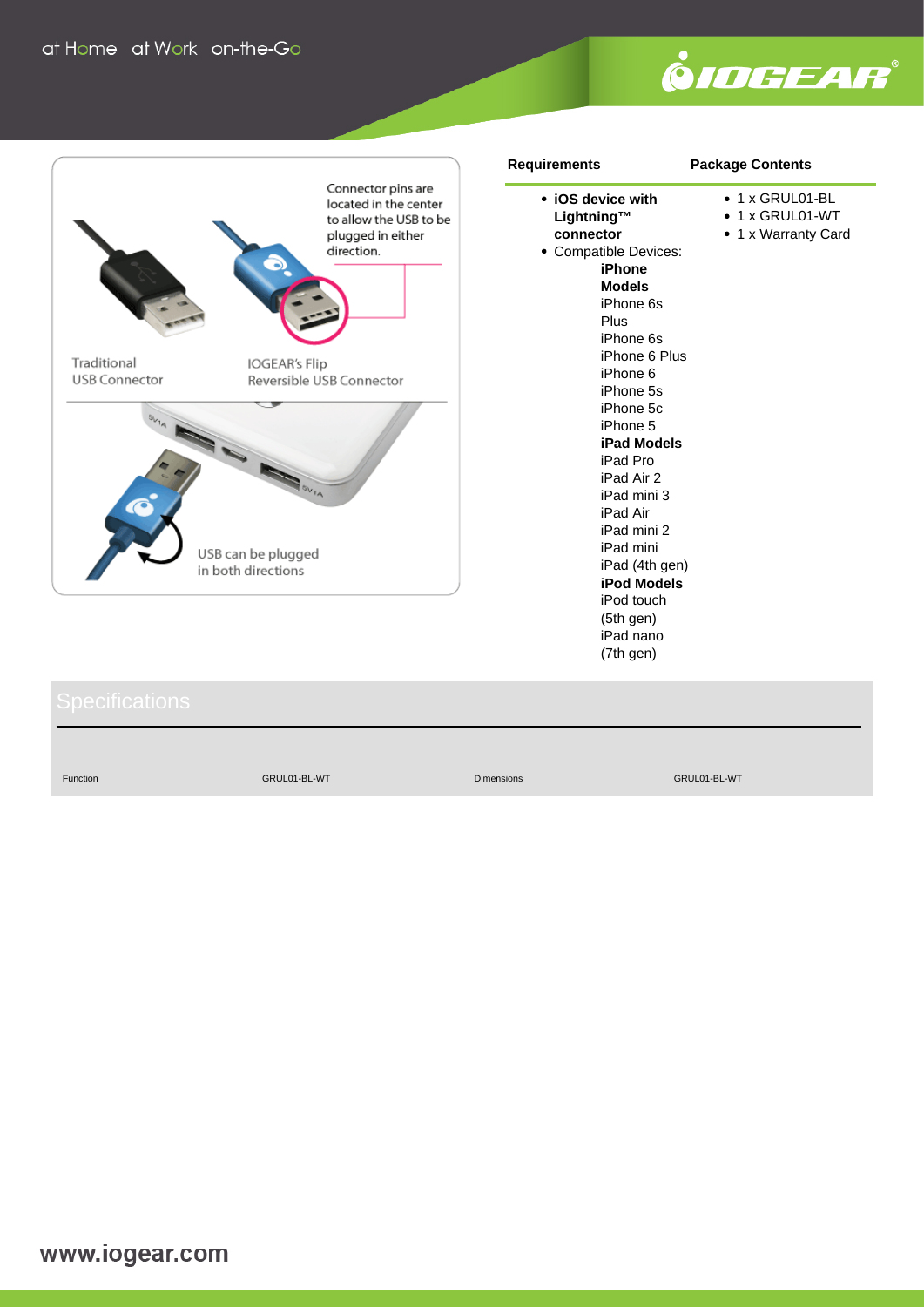at Home at Work on-the-Go

Connector pins are located in the center to allow the USB to be plugged in either direction.

Traditional USB Connector

IOGEAR's Flip Reversible USB Connector

USB can be plugged in both directions

## Requirements

- **iOS device with Lightning™ connector**
- Compatible Devices:
  - **iPhone Models**
  - iPhone 6s Plus
  - iPhone 6s
  - iPhone 6 Plus
  - iPhone 6
  - iPhone 5s
  - iPhone 5c
  - iPhone 5
  - **iPad Models**
  - iPad Pro
  - iPad Air 2
  - iPad mini 3
  - iPad Air
  - iPad mini 2
  - iPad mini
  - iPad (4th gen)
  - **iPod Models**
  - iPod touch (5th gen)
  - iPad nano (7th gen)

## Package Contents

- 1 x GRUL01-BL
- 1 x GRUL01-WT
- 1 x Warranty Card

## Specifications

| Function | GRUL01-BL-WT | Dimensions | GRUL01-BL-WT |
|---|---|---|---|

www.iogear.com